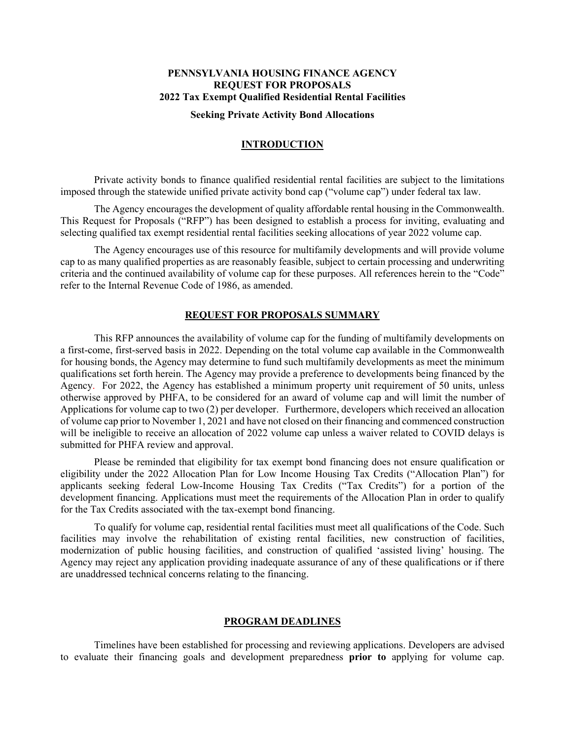# PENNSYLVANIA HOUSING FINANCE AGENCY
# REQUEST FOR PROPOSALS
# 2022 Tax Exempt Qualified Residential Rental Facilities

**Seeking Private Activity Bond Allocations**

## INTRODUCTION

Private activity bonds to finance qualified residential rental facilities are subject to the limitations imposed through the statewide unified private activity bond cap ("volume cap") under federal tax law.

The Agency encourages the development of quality affordable rental housing in the Commonwealth. This Request for Proposals ("RFP") has been designed to establish a process for inviting, evaluating and selecting qualified tax exempt residential rental facilities seeking allocations of year 2022 volume cap.

The Agency encourages use of this resource for multifamily developments and will provide volume cap to as many qualified properties as are reasonably feasible, subject to certain processing and underwriting criteria and the continued availability of volume cap for these purposes. All references herein to the "Code" refer to the Internal Revenue Code of 1986, as amended.

## REQUEST FOR PROPOSALS SUMMARY

This RFP announces the availability of volume cap for the funding of multifamily developments on a first-come, first-served basis in 2022. Depending on the total volume cap available in the Commonwealth for housing bonds, the Agency may determine to fund such multifamily developments as meet the minimum qualifications set forth herein. The Agency may provide a preference to developments being financed by the Agency. For 2022, the Agency has established a minimum property unit requirement of 50 units, unless otherwise approved by PHFA, to be considered for an award of volume cap and will limit the number of Applications for volume cap to two (2) per developer. Furthermore, developers which received an allocation of volume cap prior to November 1, 2021 and have not closed on their financing and commenced construction will be ineligible to receive an allocation of 2022 volume cap unless a waiver related to COVID delays is submitted for PHFA review and approval.

Please be reminded that eligibility for tax exempt bond financing does not ensure qualification or eligibility under the 2022 Allocation Plan for Low Income Housing Tax Credits ("Allocation Plan") for applicants seeking federal Low-Income Housing Tax Credits ("Tax Credits") for a portion of the development financing. Applications must meet the requirements of the Allocation Plan in order to qualify for the Tax Credits associated with the tax-exempt bond financing.

To qualify for volume cap, residential rental facilities must meet all qualifications of the Code. Such facilities may involve the rehabilitation of existing rental facilities, new construction of facilities, modernization of public housing facilities, and construction of qualified 'assisted living' housing. The Agency may reject any application providing inadequate assurance of any of these qualifications or if there are unaddressed technical concerns relating to the financing.

## PROGRAM DEADLINES

Timelines have been established for processing and reviewing applications. Developers are advised to evaluate their financing goals and development preparedness **prior to** applying for volume cap.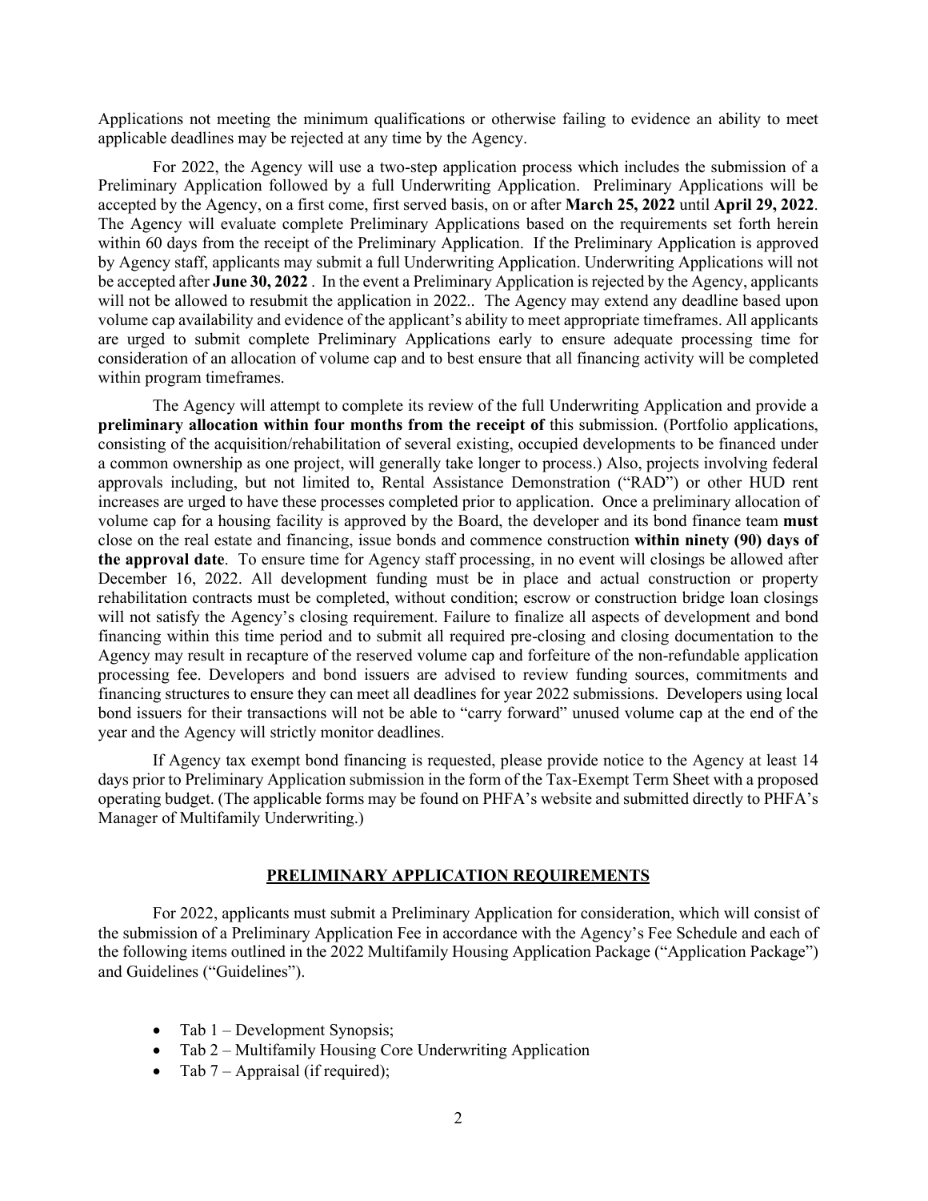Applications not meeting the minimum qualifications or otherwise failing to evidence an ability to meet applicable deadlines may be rejected at any time by the Agency.

For 2022, the Agency will use a two-step application process which includes the submission of a Preliminary Application followed by a full Underwriting Application. Preliminary Applications will be accepted by the Agency, on a first come, first served basis, on or after **March 25, 2022** until **April 29, 2022**. The Agency will evaluate complete Preliminary Applications based on the requirements set forth herein within 60 days from the receipt of the Preliminary Application. If the Preliminary Application is approved by Agency staff, applicants may submit a full Underwriting Application. Underwriting Applications will not be accepted after **June 30, 2022** . In the event a Preliminary Application is rejected by the Agency, applicants will not be allowed to resubmit the application in 2022.. The Agency may extend any deadline based upon volume cap availability and evidence of the applicant's ability to meet appropriate timeframes. All applicants are urged to submit complete Preliminary Applications early to ensure adequate processing time for consideration of an allocation of volume cap and to best ensure that all financing activity will be completed within program timeframes.

The Agency will attempt to complete its review of the full Underwriting Application and provide a **preliminary allocation within four months from the receipt of** this submission. (Portfolio applications, consisting of the acquisition/rehabilitation of several existing, occupied developments to be financed under a common ownership as one project, will generally take longer to process.) Also, projects involving federal approvals including, but not limited to, Rental Assistance Demonstration ("RAD") or other HUD rent increases are urged to have these processes completed prior to application. Once a preliminary allocation of volume cap for a housing facility is approved by the Board, the developer and its bond finance team **must** close on the real estate and financing, issue bonds and commence construction **within ninety (90) days of the approval date**. To ensure time for Agency staff processing, in no event will closings be allowed after December 16, 2022. All development funding must be in place and actual construction or property rehabilitation contracts must be completed, without condition; escrow or construction bridge loan closings will not satisfy the Agency's closing requirement. Failure to finalize all aspects of development and bond financing within this time period and to submit all required pre-closing and closing documentation to the Agency may result in recapture of the reserved volume cap and forfeiture of the non-refundable application processing fee. Developers and bond issuers are advised to review funding sources, commitments and financing structures to ensure they can meet all deadlines for year 2022 submissions. Developers using local bond issuers for their transactions will not be able to "carry forward" unused volume cap at the end of the year and the Agency will strictly monitor deadlines.

If Agency tax exempt bond financing is requested, please provide notice to the Agency at least 14 days prior to Preliminary Application submission in the form of the Tax-Exempt Term Sheet with a proposed operating budget. (The applicable forms may be found on PHFA's website and submitted directly to PHFA's Manager of Multifamily Underwriting.)

## PRELIMINARY APPLICATION REQUIREMENTS

For 2022, applicants must submit a Preliminary Application for consideration, which will consist of the submission of a Preliminary Application Fee in accordance with the Agency's Fee Schedule and each of the following items outlined in the 2022 Multifamily Housing Application Package ("Application Package") and Guidelines ("Guidelines").

- Tab 1 – Development Synopsis;
- Tab 2 – Multifamily Housing Core Underwriting Application
- Tab 7 – Appraisal (if required);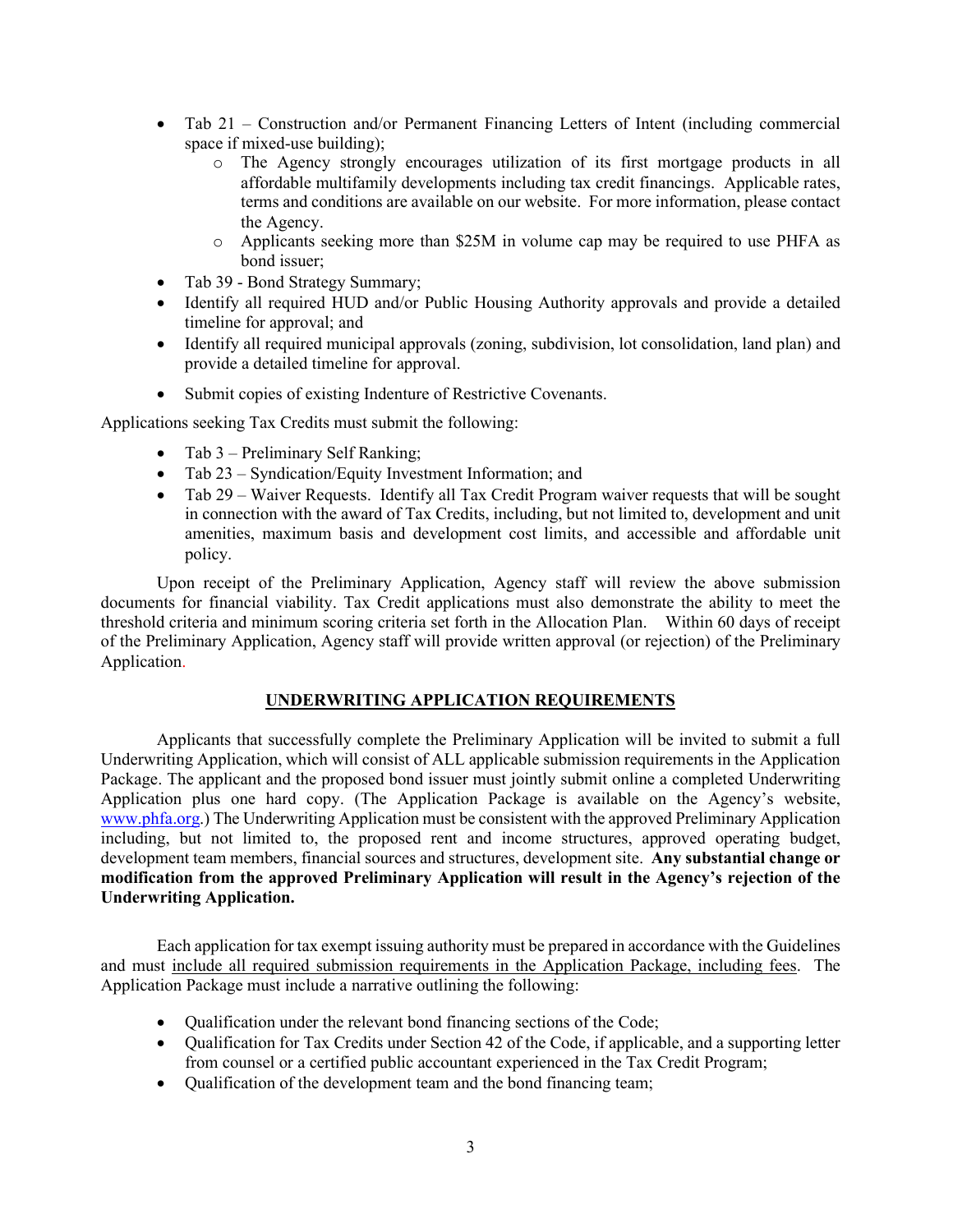- Tab 21 – Construction and/or Permanent Financing Letters of Intent (including commercial space if mixed-use building);
    - The Agency strongly encourages utilization of its first mortgage products in all affordable multifamily developments including tax credit financings. Applicable rates, terms and conditions are available on our website. For more information, please contact the Agency.
    - Applicants seeking more than $25M in volume cap may be required to use PHFA as bond issuer;
- Tab 39 - Bond Strategy Summary;
- Identify all required HUD and/or Public Housing Authority approvals and provide a detailed timeline for approval; and
- Identify all required municipal approvals (zoning, subdivision, lot consolidation, land plan) and provide a detailed timeline for approval.
- Submit copies of existing Indenture of Restrictive Covenants.

Applications seeking Tax Credits must submit the following:

- Tab 3 – Preliminary Self Ranking;
- Tab 23 – Syndication/Equity Investment Information; and
- Tab 29 – Waiver Requests. Identify all Tax Credit Program waiver requests that will be sought in connection with the award of Tax Credits, including, but not limited to, development and unit amenities, maximum basis and development cost limits, and accessible and affordable unit policy.

Upon receipt of the Preliminary Application, Agency staff will review the above submission documents for financial viability. Tax Credit applications must also demonstrate the ability to meet the threshold criteria and minimum scoring criteria set forth in the Allocation Plan. Within 60 days of receipt of the Preliminary Application, Agency staff will provide written approval (or rejection) of the Preliminary Application.

## UNDERWRITING APPLICATION REQUIREMENTS

Applicants that successfully complete the Preliminary Application will be invited to submit a full Underwriting Application, which will consist of ALL applicable submission requirements in the Application Package. The applicant and the proposed bond issuer must jointly submit online a completed Underwriting Application plus one hard copy. (The Application Package is available on the Agency's website, www.phfa.org.) The Underwriting Application must be consistent with the approved Preliminary Application including, but not limited to, the proposed rent and income structures, approved operating budget, development team members, financial sources and structures, development site. **Any substantial change or modification from the approved Preliminary Application will result in the Agency's rejection of the Underwriting Application.**

Each application for tax exempt issuing authority must be prepared in accordance with the Guidelines and must include all required submission requirements in the Application Package, including fees. The Application Package must include a narrative outlining the following:

- Qualification under the relevant bond financing sections of the Code;
- Qualification for Tax Credits under Section 42 of the Code, if applicable, and a supporting letter from counsel or a certified public accountant experienced in the Tax Credit Program;
- Qualification of the development team and the bond financing team;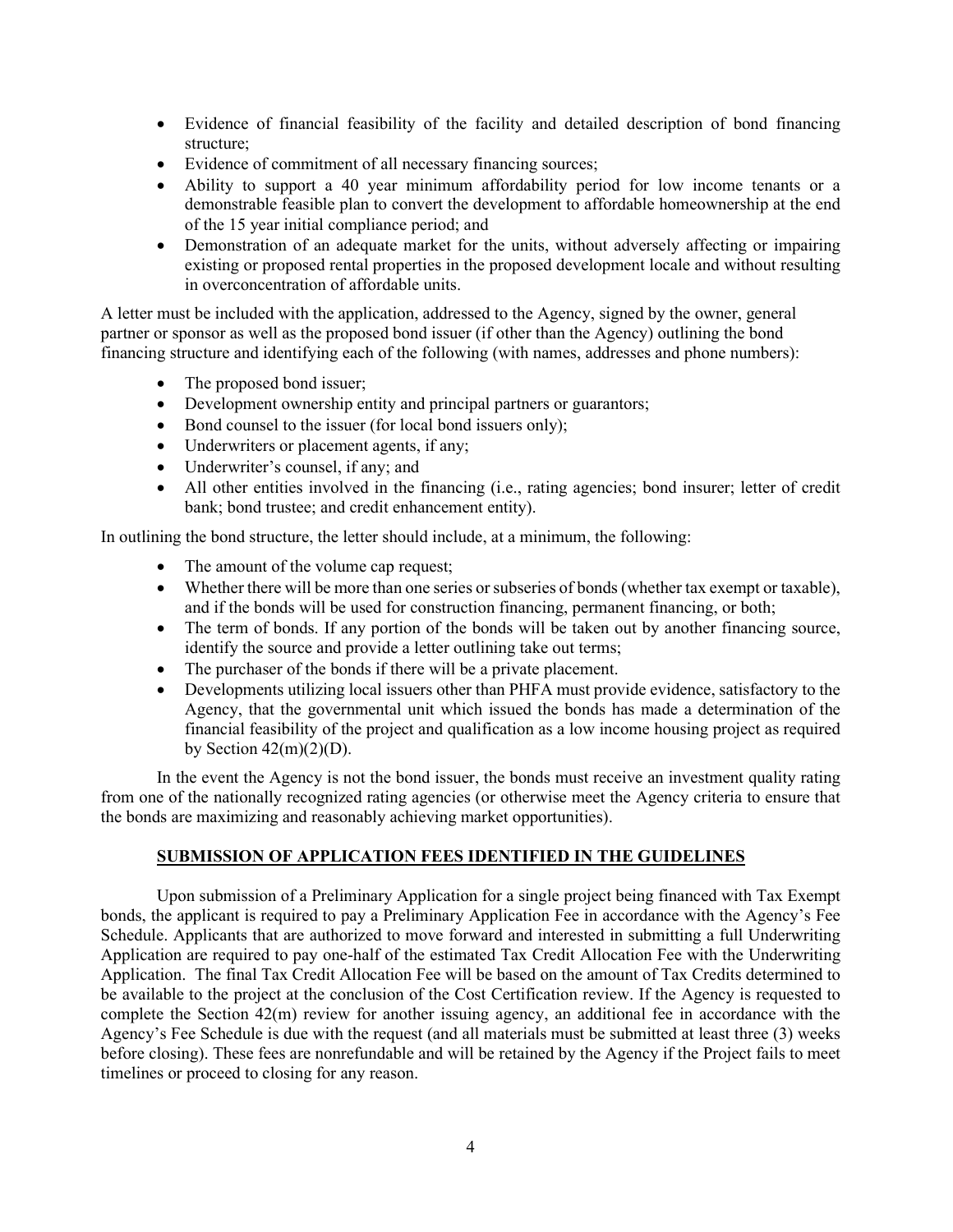- Evidence of financial feasibility of the facility and detailed description of bond financing structure;
- Evidence of commitment of all necessary financing sources;
- Ability to support a 40 year minimum affordability period for low income tenants or a demonstrable feasible plan to convert the development to affordable homeownership at the end of the 15 year initial compliance period; and
- Demonstration of an adequate market for the units, without adversely affecting or impairing existing or proposed rental properties in the proposed development locale and without resulting in overconcentration of affordable units.

A letter must be included with the application, addressed to the Agency, signed by the owner, general partner or sponsor as well as the proposed bond issuer (if other than the Agency) outlining the bond financing structure and identifying each of the following (with names, addresses and phone numbers):

- The proposed bond issuer;
- Development ownership entity and principal partners or guarantors;
- Bond counsel to the issuer (for local bond issuers only);
- Underwriters or placement agents, if any;
- Underwriter's counsel, if any; and
- All other entities involved in the financing (i.e., rating agencies; bond insurer; letter of credit bank; bond trustee; and credit enhancement entity).

In outlining the bond structure, the letter should include, at a minimum, the following:

- The amount of the volume cap request;
- Whether there will be more than one series or subseries of bonds (whether tax exempt or taxable), and if the bonds will be used for construction financing, permanent financing, or both;
- The term of bonds. If any portion of the bonds will be taken out by another financing source, identify the source and provide a letter outlining take out terms;
- The purchaser of the bonds if there will be a private placement.
- Developments utilizing local issuers other than PHFA must provide evidence, satisfactory to the Agency, that the governmental unit which issued the bonds has made a determination of the financial feasibility of the project and qualification as a low income housing project as required by Section 42(m)(2)(D).

In the event the Agency is not the bond issuer, the bonds must receive an investment quality rating from one of the nationally recognized rating agencies (or otherwise meet the Agency criteria to ensure that the bonds are maximizing and reasonably achieving market opportunities).

## SUBMISSION OF APPLICATION FEES IDENTIFIED IN THE GUIDELINES

Upon submission of a Preliminary Application for a single project being financed with Tax Exempt bonds, the applicant is required to pay a Preliminary Application Fee in accordance with the Agency's Fee Schedule. Applicants that are authorized to move forward and interested in submitting a full Underwriting Application are required to pay one-half of the estimated Tax Credit Allocation Fee with the Underwriting Application. The final Tax Credit Allocation Fee will be based on the amount of Tax Credits determined to be available to the project at the conclusion of the Cost Certification review. If the Agency is requested to complete the Section 42(m) review for another issuing agency, an additional fee in accordance with the Agency's Fee Schedule is due with the request (and all materials must be submitted at least three (3) weeks before closing). These fees are nonrefundable and will be retained by the Agency if the Project fails to meet timelines or proceed to closing for any reason.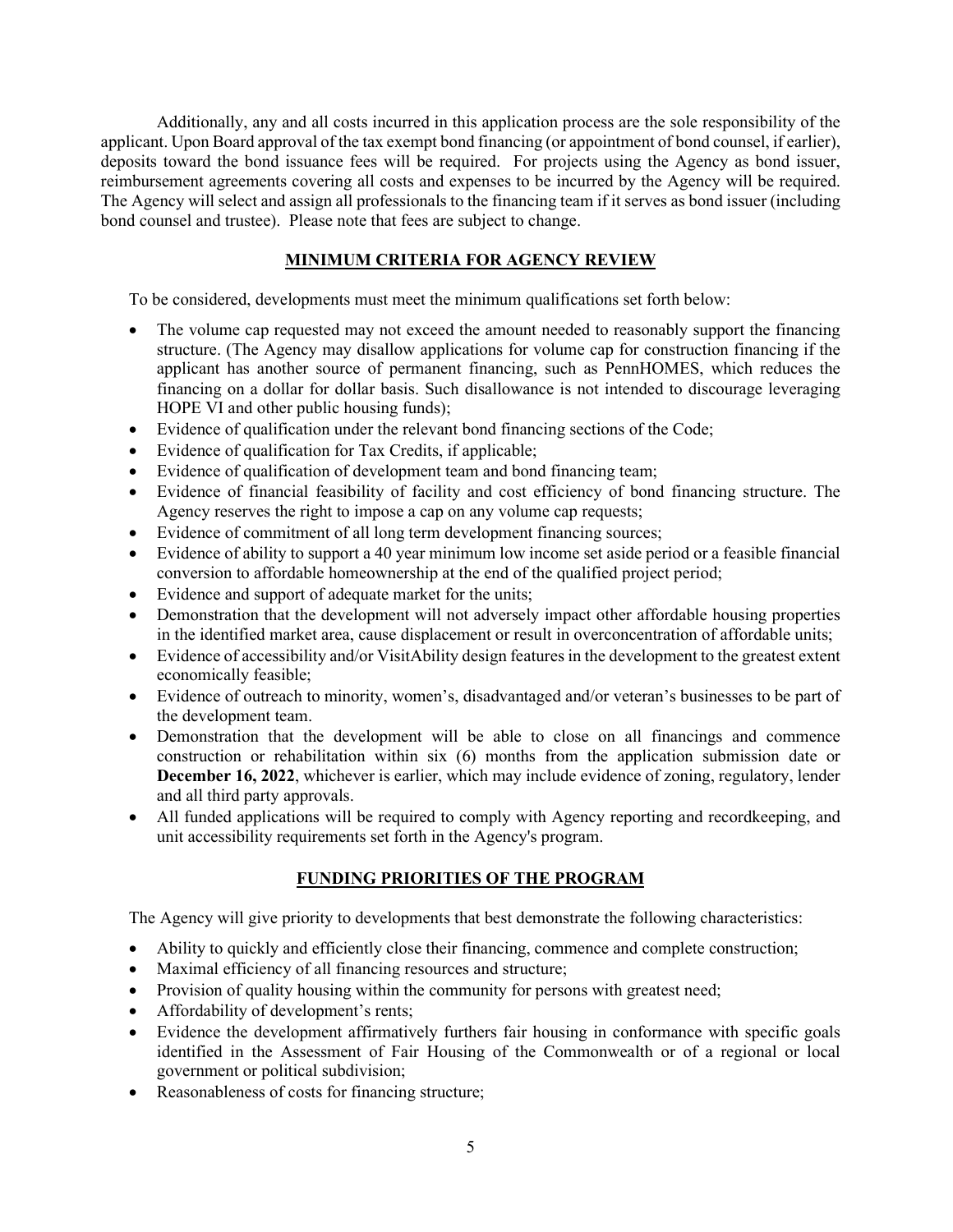Additionally, any and all costs incurred in this application process are the sole responsibility of the applicant. Upon Board approval of the tax exempt bond financing (or appointment of bond counsel, if earlier), deposits toward the bond issuance fees will be required. For projects using the Agency as bond issuer, reimbursement agreements covering all costs and expenses to be incurred by the Agency will be required. The Agency will select and assign all professionals to the financing team if it serves as bond issuer (including bond counsel and trustee). Please note that fees are subject to change.

## MINIMUM CRITERIA FOR AGENCY REVIEW

To be considered, developments must meet the minimum qualifications set forth below:

- The volume cap requested may not exceed the amount needed to reasonably support the financing structure. (The Agency may disallow applications for volume cap for construction financing if the applicant has another source of permanent financing, such as PennHOMES, which reduces the financing on a dollar for dollar basis. Such disallowance is not intended to discourage leveraging HOPE VI and other public housing funds);
- Evidence of qualification under the relevant bond financing sections of the Code;
- Evidence of qualification for Tax Credits, if applicable;
- Evidence of qualification of development team and bond financing team;
- Evidence of financial feasibility of facility and cost efficiency of bond financing structure. The Agency reserves the right to impose a cap on any volume cap requests;
- Evidence of commitment of all long term development financing sources;
- Evidence of ability to support a 40 year minimum low income set aside period or a feasible financial conversion to affordable homeownership at the end of the qualified project period;
- Evidence and support of adequate market for the units;
- Demonstration that the development will not adversely impact other affordable housing properties in the identified market area, cause displacement or result in overconcentration of affordable units;
- Evidence of accessibility and/or VisitAbility design features in the development to the greatest extent economically feasible;
- Evidence of outreach to minority, women's, disadvantaged and/or veteran's businesses to be part of the development team.
- Demonstration that the development will be able to close on all financings and commence construction or rehabilitation within six (6) months from the application submission date or **December 16, 2022**, whichever is earlier, which may include evidence of zoning, regulatory, lender and all third party approvals.
- All funded applications will be required to comply with Agency reporting and recordkeeping, and unit accessibility requirements set forth in the Agency's program.

## FUNDING PRIORITIES OF THE PROGRAM

The Agency will give priority to developments that best demonstrate the following characteristics:

- Ability to quickly and efficiently close their financing, commence and complete construction;
- Maximal efficiency of all financing resources and structure;
- Provision of quality housing within the community for persons with greatest need;
- Affordability of development's rents;
- Evidence the development affirmatively furthers fair housing in conformance with specific goals identified in the Assessment of Fair Housing of the Commonwealth or of a regional or local government or political subdivision;
- Reasonableness of costs for financing structure;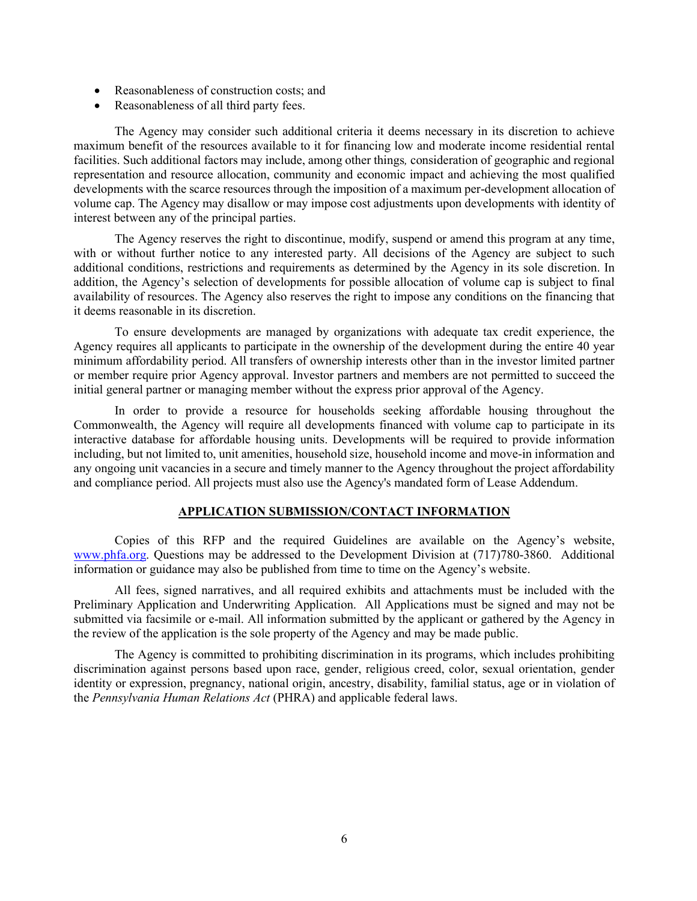- Reasonableness of construction costs; and
- Reasonableness of all third party fees.

The Agency may consider such additional criteria it deems necessary in its discretion to achieve maximum benefit of the resources available to it for financing low and moderate income residential rental facilities. Such additional factors may include, among other things*,* consideration of geographic and regional representation and resource allocation, community and economic impact and achieving the most qualified developments with the scarce resources through the imposition of a maximum per-development allocation of volume cap. The Agency may disallow or may impose cost adjustments upon developments with identity of interest between any of the principal parties.

The Agency reserves the right to discontinue, modify, suspend or amend this program at any time, with or without further notice to any interested party. All decisions of the Agency are subject to such additional conditions, restrictions and requirements as determined by the Agency in its sole discretion. In addition, the Agency's selection of developments for possible allocation of volume cap is subject to final availability of resources. The Agency also reserves the right to impose any conditions on the financing that it deems reasonable in its discretion.

To ensure developments are managed by organizations with adequate tax credit experience, the Agency requires all applicants to participate in the ownership of the development during the entire 40 year minimum affordability period. All transfers of ownership interests other than in the investor limited partner or member require prior Agency approval. Investor partners and members are not permitted to succeed the initial general partner or managing member without the express prior approval of the Agency.

In order to provide a resource for households seeking affordable housing throughout the Commonwealth, the Agency will require all developments financed with volume cap to participate in its interactive database for affordable housing units. Developments will be required to provide information including, but not limited to, unit amenities, household size, household income and move-in information and any ongoing unit vacancies in a secure and timely manner to the Agency throughout the project affordability and compliance period. All projects must also use the Agency's mandated form of Lease Addendum.

## APPLICATION SUBMISSION/CONTACT INFORMATION

Copies of this RFP and the required Guidelines are available on the Agency's website, [www.phfa.org](http://www.phfa.org). Questions may be addressed to the Development Division at (717)780-3860. Additional information or guidance may also be published from time to time on the Agency's website.

All fees, signed narratives, and all required exhibits and attachments must be included with the Preliminary Application and Underwriting Application. All Applications must be signed and may not be submitted via facsimile or e-mail. All information submitted by the applicant or gathered by the Agency in the review of the application is the sole property of the Agency and may be made public.

The Agency is committed to prohibiting discrimination in its programs, which includes prohibiting discrimination against persons based upon race, gender, religious creed, color, sexual orientation, gender identity or expression, pregnancy, national origin, ancestry, disability, familial status, age or in violation of the *Pennsylvania Human Relations Act* (PHRA) and applicable federal laws.